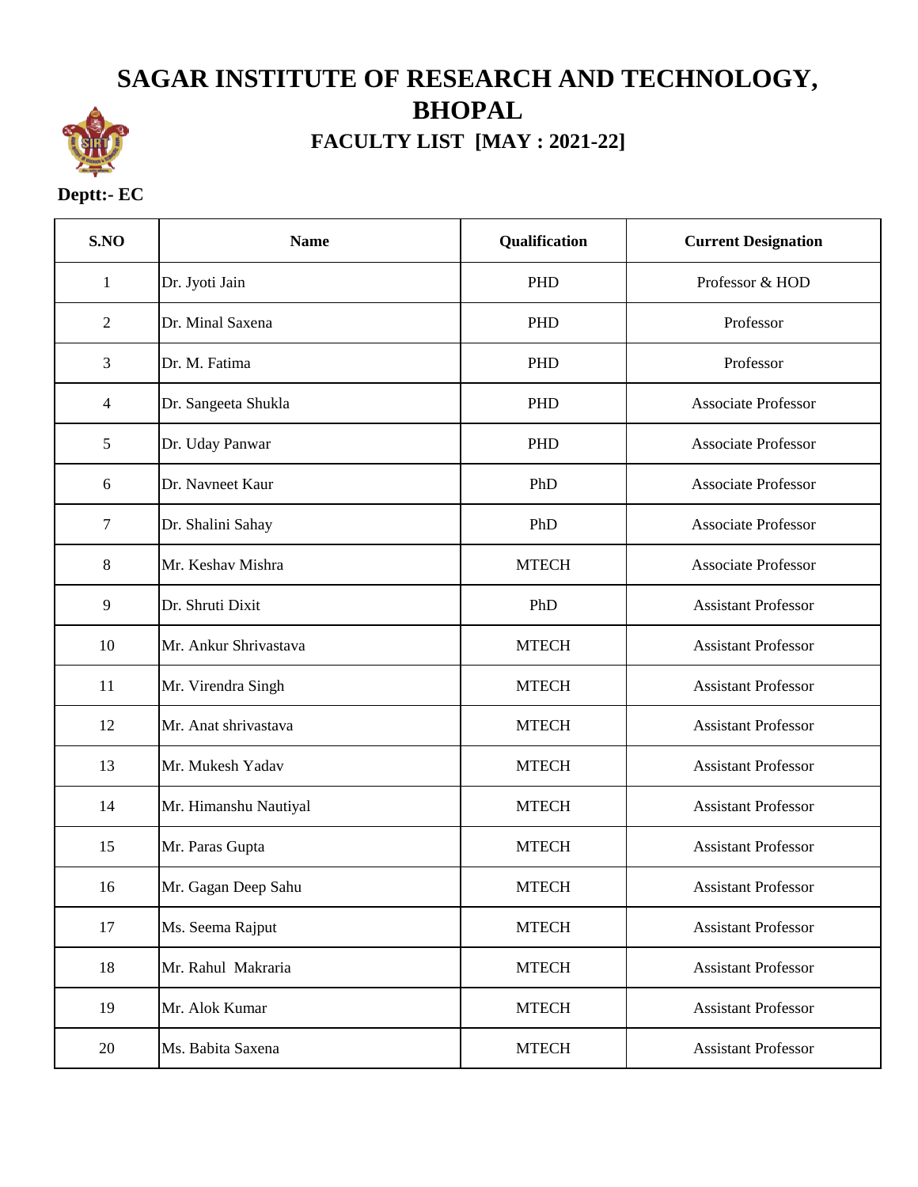# SAGAR INSTITUTE OF RESEARCH AND TECHNOLOGY, BHOPAL

## FACULTY LIST [MAY : 2021-22]

**Deptt:- EC**

| S.NO | Name | Qualification | Current Designation |
|---|---|---|---|
| 1 | Dr. Jyoti Jain | PHD | Professor & HOD |
| 2 | Dr. Minal Saxena | PHD | Professor |
| 3 | Dr. M. Fatima | PHD | Professor |
| 4 | Dr. Sangeeta Shukla | PHD | Associate Professor |
| 5 | Dr. Uday Panwar | PHD | Associate Professor |
| 6 | Dr. Navneet Kaur | PhD | Associate Professor |
| 7 | Dr. Shalini Sahay | PhD | Associate Professor |
| 8 | Mr. Keshav Mishra | MTECH | Associate Professor |
| 9 | Dr. Shruti Dixit | PhD | Assistant Professor |
| 10 | Mr. Ankur Shrivastava | MTECH | Assistant Professor |
| 11 | Mr. Virendra Singh | MTECH | Assistant Professor |
| 12 | Mr. Anat shrivastava | MTECH | Assistant Professor |
| 13 | Mr. Mukesh Yadav | MTECH | Assistant Professor |
| 14 | Mr. Himanshu Nautiyal | MTECH | Assistant Professor |
| 15 | Mr. Paras Gupta | MTECH | Assistant Professor |
| 16 | Mr. Gagan Deep Sahu | MTECH | Assistant Professor |
| 17 | Ms. Seema Rajput | MTECH | Assistant Professor |
| 18 | Mr. Rahul Makraria | MTECH | Assistant Professor |
| 19 | Mr. Alok Kumar | MTECH | Assistant Professor |
| 20 | Ms. Babita Saxena | MTECH | Assistant Professor |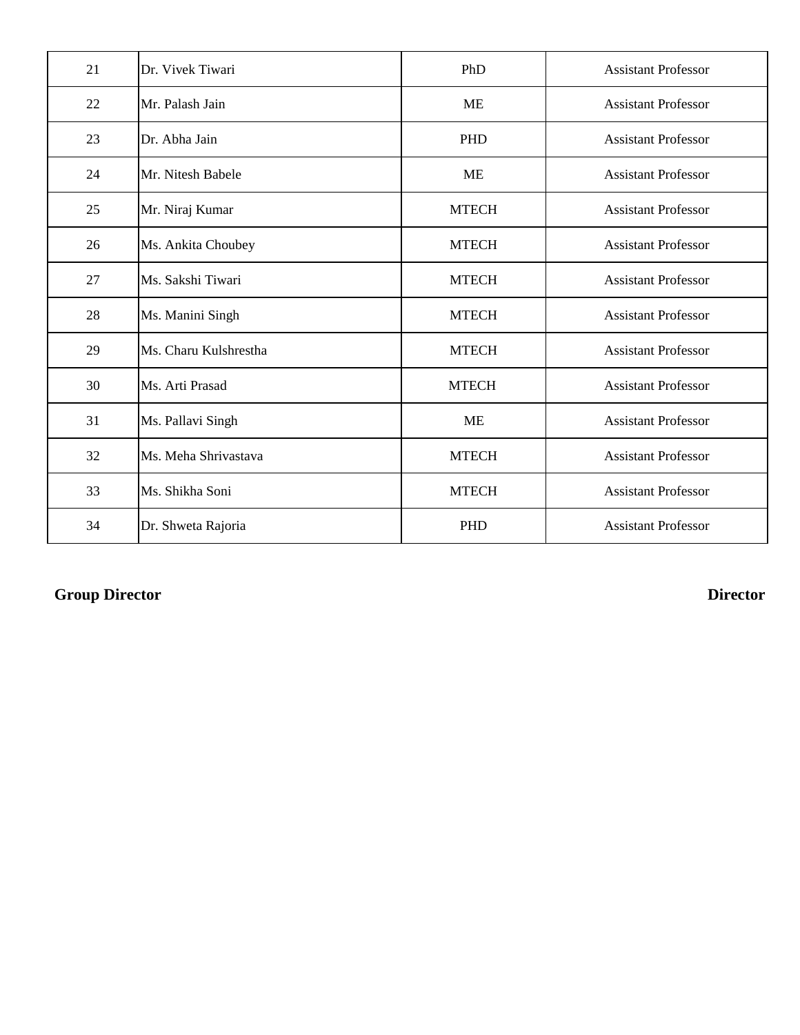| | | | |
|---|---|---|---|
| 21 | Dr. Vivek Tiwari | PhD | Assistant Professor |
| 22 | Mr. Palash Jain | ME | Assistant Professor |
| 23 | Dr. Abha Jain | PHD | Assistant Professor |
| 24 | Mr. Nitesh Babele | ME | Assistant Professor |
| 25 | Mr. Niraj Kumar | MTECH | Assistant Professor |
| 26 | Ms. Ankita Choubey | MTECH | Assistant Professor |
| 27 | Ms. Sakshi Tiwari | MTECH | Assistant Professor |
| 28 | Ms. Manini Singh | MTECH | Assistant Professor |
| 29 | Ms. Charu Kulshrestha | MTECH | Assistant Professor |
| 30 | Ms. Arti Prasad | MTECH | Assistant Professor |
| 31 | Ms. Pallavi Singh | ME | Assistant Professor |
| 32 | Ms. Meha Shrivastava | MTECH | Assistant Professor |
| 33 | Ms. Shikha Soni | MTECH | Assistant Professor |
| 34 | Dr. Shweta Rajoria | PHD | Assistant Professor |

**Group Director** **Director**